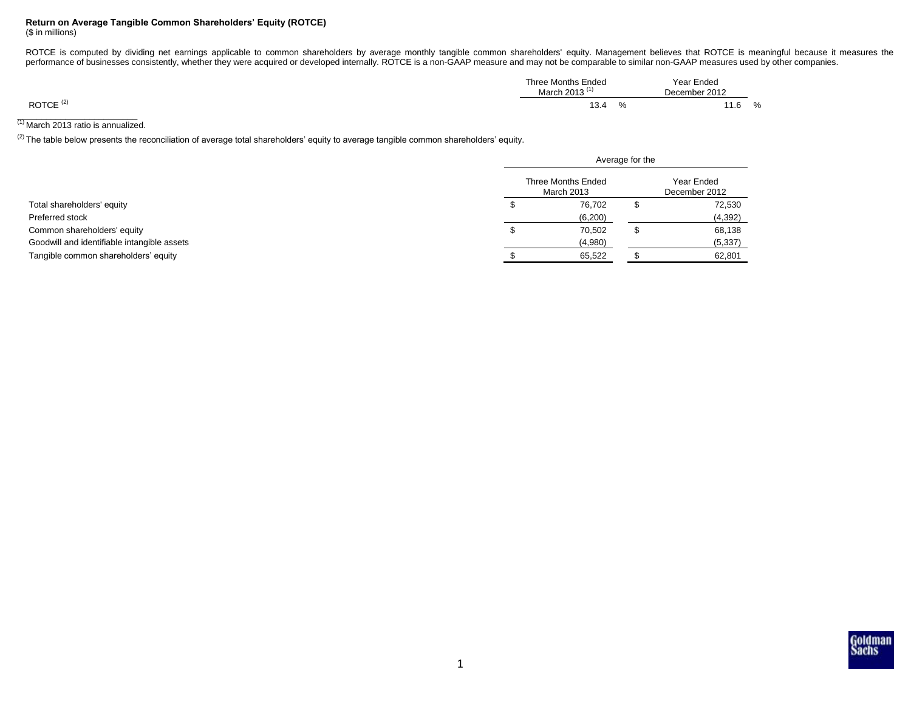**Return on Average Tangible Common Shareholders' Equity (ROTCE)**
($ in millions)

ROTCE is computed by dividing net earnings applicable to common shareholders by average monthly tangible common shareholders' equity. Management believes that ROTCE is meaningful because it measures the performance of businesses consistently, whether they were acquired or developed internally. ROTCE is a non-GAAP measure and may not be comparable to similar non-GAAP measures used by other companies.

| | Three Months Ended March 2013 [1] | Year Ended December 2012 |
|---|---|---|
| ROTCE [2] | 13.4 % | 11.6 % |

[1] March 2013 ratio is annualized.

[2] The table below presents the reconciliation of average total shareholders' equity to average tangible common shareholders' equity.

| | Average for the | |
|---|---|---|
| | Three Months Ended March 2013 | Year Ended December 2012 |
| Total shareholders' equity | $ 76,702 | $ 72,530 |
| Preferred stock | (6,200) | (4,392) |
| Common shareholders' equity | $ 70,502 | $ 68,138 |
| Goodwill and identifiable intangible assets | (4,980) | (5,337) |
| Tangible common shareholders' equity | $ 65,522 | $ 62,801 |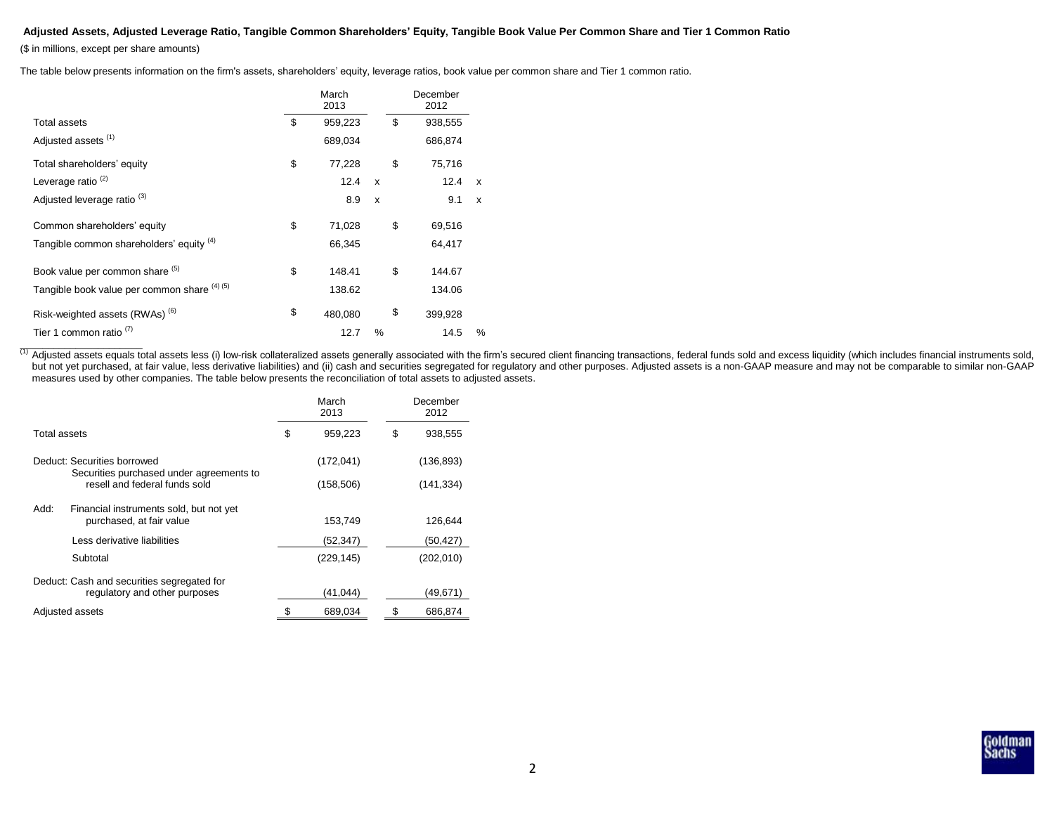**Adjusted Assets, Adjusted Leverage Ratio, Tangible Common Shareholders' Equity, Tangible Book Value Per Common Share and Tier 1 Common Ratio**

($ in millions, except per share amounts)

The table below presents information on the firm's assets, shareholders' equity, leverage ratios, book value per common share and Tier 1 common ratio.

| | March 2013 | December 2012 |
|---|---|---|
| Total assets | $ 959,223 | $ 938,555 |
| Adjusted assets [(1)] | 689,034 | 686,874 |
| Total shareholders' equity | $ 77,228 | $ 75,716 |
| Leverage ratio [(2)] | 12.4 x | 12.4 x |
| Adjusted leverage ratio [(3)] | 8.9 x | 9.1 x |
| Common shareholders' equity | $ 71,028 | $ 69,516 |
| Tangible common shareholders' equity [(4)] | 66,345 | 64,417 |
| Book value per common share [(5)] | $ 148.41 | $ 144.67 |
| Tangible book value per common share [(4) (5)] | 138.62 | 134.06 |
| Risk-weighted assets (RWAs) [(6)] | $ 480,080 | $ 399,928 |
| Tier 1 common ratio [(7)] | 12.7 % | 14.5 % |

[(1)] Adjusted assets equals total assets less (i) low-risk collateralized assets generally associated with the firm's secured client financing transactions, federal funds sold and excess liquidity (which includes financial instruments sold, but not yet purchased, at fair value, less derivative liabilities) and (ii) cash and securities segregated for regulatory and other purposes. Adjusted assets is a non-GAAP measure and may not be comparable to similar non-GAAP measures used by other companies. The table below presents the reconciliation of total assets to adjusted assets.

| | March 2013 | December 2012 |
|---|---|---|
| Total assets | $ 959,223 | $ 938,555 |
| Deduct: Securities borrowed | (172,041) | (136,893) |
| Securities purchased under agreements to resell and federal funds sold | (158,506) | (141,334) |
| Add: Financial instruments sold, but not yet purchased, at fair value | 153,749 | 126,644 |
| Less derivative liabilities | (52,347) | (50,427) |
| Subtotal | (229,145) | (202,010) |
| Deduct: Cash and securities segregated for regulatory and other purposes | (41,044) | (49,671) |
| Adjusted assets | $ 689,034 | $ 686,874 |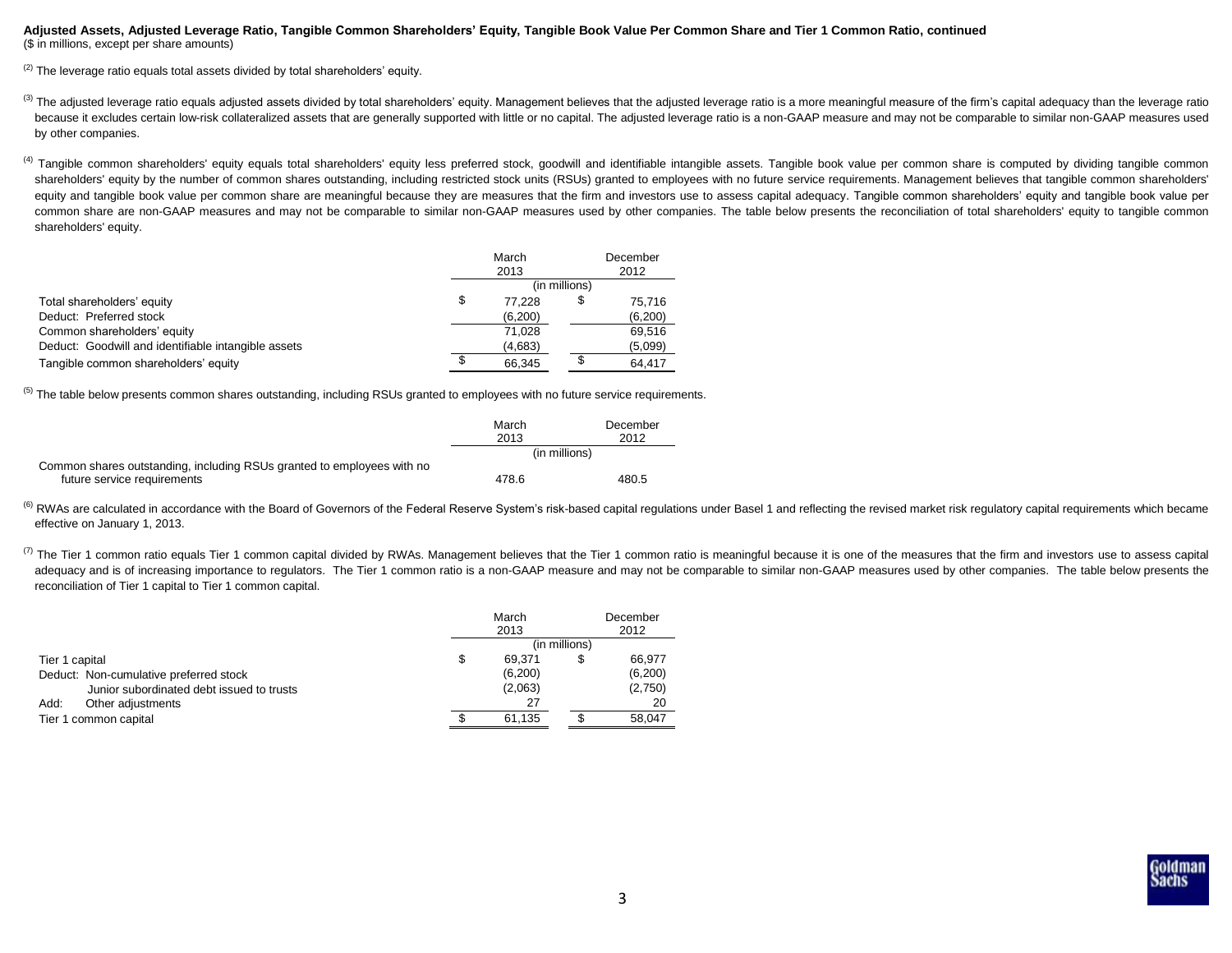**Adjusted Assets, Adjusted Leverage Ratio, Tangible Common Shareholders' Equity, Tangible Book Value Per Common Share and Tier 1 Common Ratio, continued**
($ in millions, except per share amounts)

(2) The leverage ratio equals total assets divided by total shareholders' equity.

(3) The adjusted leverage ratio equals adjusted assets divided by total shareholders' equity. Management believes that the adjusted leverage ratio is a more meaningful measure of the firm's capital adequacy than the leverage ratio because it excludes certain low-risk collateralized assets that are generally supported with little or no capital. The adjusted leverage ratio is a non-GAAP measure and may not be comparable to similar non-GAAP measures used by other companies.

(4) Tangible common shareholders' equity equals total shareholders' equity less preferred stock, goodwill and identifiable intangible assets. Tangible book value per common share is computed by dividing tangible common shareholders' equity by the number of common shares outstanding, including restricted stock units (RSUs) granted to employees with no future service requirements. Management believes that tangible common shareholders' equity and tangible book value per common share are meaningful because they are measures that the firm and investors use to assess capital adequacy. Tangible common shareholders' equity and tangible book value per common share are non-GAAP measures and may not be comparable to similar non-GAAP measures used by other companies. The table below presents the reconciliation of total shareholders' equity to tangible common shareholders' equity.

| | March 2013 | December 2012 |
|---|---|---|
| | (in millions) | |
| Total shareholders' equity | $ 77,228 | $ 75,716 |
| Deduct: Preferred stock | (6,200) | (6,200) |
| Common shareholders' equity | 71,028 | 69,516 |
| Deduct: Goodwill and identifiable intangible assets | (4,683) | (5,099) |
| Tangible common shareholders' equity | $ 66,345 | $ 64,417 |

(5) The table below presents common shares outstanding, including RSUs granted to employees with no future service requirements.

| | March 2013 | December 2012 |
|---|---|---|
| | (in millions) | |
| Common shares outstanding, including RSUs granted to employees with no future service requirements | 478.6 | 480.5 |

(6) RWAs are calculated in accordance with the Board of Governors of the Federal Reserve System's risk-based capital regulations under Basel 1 and reflecting the revised market risk regulatory capital requirements which became effective on January 1, 2013.

(7) The Tier 1 common ratio equals Tier 1 common capital divided by RWAs. Management believes that the Tier 1 common ratio is meaningful because it is one of the measures that the firm and investors use to assess capital adequacy and is of increasing importance to regulators. The Tier 1 common ratio is a non-GAAP measure and may not be comparable to similar non-GAAP measures used by other companies. The table below presents the reconciliation of Tier 1 capital to Tier 1 common capital.

| | March 2013 | December 2012 |
|---|---|---|
| | (in millions) | |
| Tier 1 capital | $ 69,371 | $ 66,977 |
| Deduct: Non-cumulative preferred stock | (6,200) | (6,200) |
| Junior subordinated debt issued to trusts | (2,063) | (2,750) |
| Add: Other adjustments | 27 | 20 |
| Tier 1 common capital | $ 61,135 | $ 58,047 |